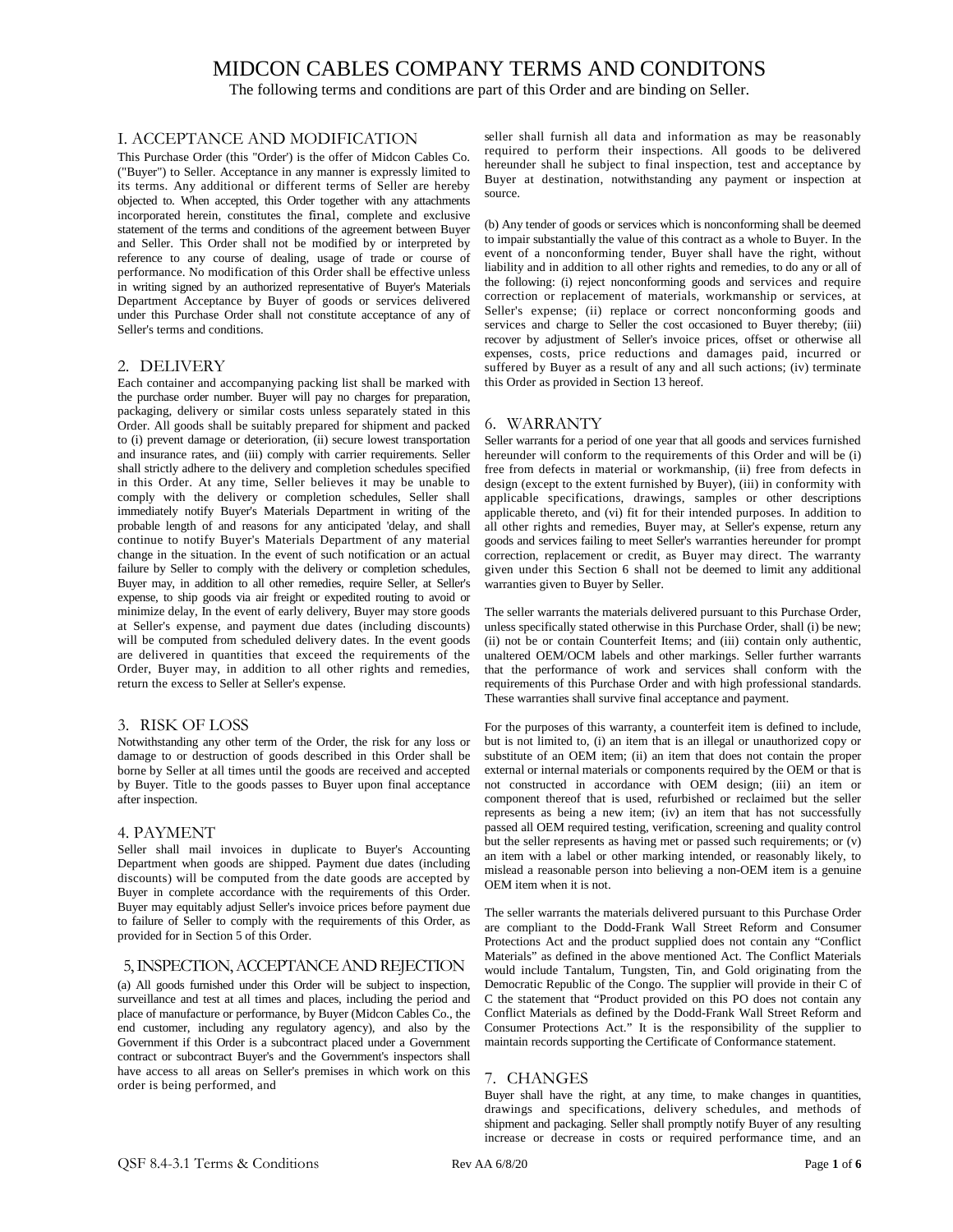# MIDCON CABLES COMPANY TERMS AND CONDITONS

The following terms and conditions are part of this Order and are binding on Seller.

## I. ACCEPTANCE AND MODIFICATION

This Purchase Order (this "Order') is the offer of Midcon Cables Co. ("Buyer") to Seller. Acceptance in any manner is expressly limited to its terms. Any additional or different terms of Seller are hereby objected to. When accepted, this Order together with any attachments incorporated herein, constitutes the final, complete and exclusive statement of the terms and conditions of the agreement between Buyer and Seller. This Order shall not be modified by or interpreted by reference to any course of dealing, usage of trade or course of performance. No modification of this Order shall be effective unless in writing signed by an authorized representative of Buyer's Materials Department Acceptance by Buyer of goods or services delivered under this Purchase Order shall not constitute acceptance of any of Seller's terms and conditions.

## 2. DELIVERY

Each container and accompanying packing list shall be marked with the purchase order number. Buyer will pay no charges for preparation, packaging, delivery or similar costs unless separately stated in this Order. All goods shall be suitably prepared for shipment and packed to (i) prevent damage or deterioration, (ii) secure lowest transportation and insurance rates, and (iii) comply with carrier requirements. Seller shall strictly adhere to the delivery and completion schedules specified in this Order. At any time, Seller believes it may be unable to comply with the delivery or completion schedules, Seller shall immediately notify Buyer's Materials Department in writing of the probable length of and reasons for any anticipated 'delay, and shall continue to notify Buyer's Materials Department of any material change in the situation. In the event of such notification or an actual failure by Seller to comply with the delivery or completion schedules, Buyer may, in addition to all other remedies, require Seller, at Seller's expense, to ship goods via air freight or expedited routing to avoid or minimize delay, In the event of early delivery, Buyer may store goods at Seller's expense, and payment due dates (including discounts) will be computed from scheduled delivery dates. In the event goods are delivered in quantities that exceed the requirements of the Order, Buyer may, in addition to all other rights and remedies, return the excess to Seller at Seller's expense.

## 3. RISK OF LOSS

Notwithstanding any other term of the Order, the risk for any loss or damage to or destruction of goods described in this Order shall be borne by Seller at all times until the goods are received and accepted by Buyer. Title to the goods passes to Buyer upon final acceptance after inspection.

## 4. PAYMENT

Seller shall mail invoices in duplicate to Buyer's Accounting Department when goods are shipped. Payment due dates (including discounts) will be computed from the date goods are accepted by Buyer in complete accordance with the requirements of this Order. Buyer may equitably adjust Seller's invoice prices before payment due to failure of Seller to comply with the requirements of this Order, as provided for in Section 5 of this Order.

## 5, INSPECTION, ACCEPTANCE AND REJECTION

(a) All goods furnished under this Order will be subject to inspection, surveillance and test at all times and places, including the period and place of manufacture or performance, by Buyer (Midcon Cables Co., the end customer, including any regulatory agency), and also by the Government if this Order is a subcontract placed under a Government contract or subcontract Buyer's and the Government's inspectors shall have access to all areas on Seller's premises in which work on this order is being performed, and seller shall furnish all data and information as may be reasonably required to perform their inspections. All goods to be delivered hereunder shall he subject to final inspection, test and acceptance by Buyer at destination, notwithstanding any payment or inspection at source.

(b) Any tender of goods or services which is nonconforming shall be deemed to impair substantially the value of this contract as a whole to Buyer. In the event of a nonconforming tender, Buyer shall have the right, without liability and in addition to all other rights and remedies, to do any or all of the following: (i) reject nonconforming goods and services and require correction or replacement of materials, workmanship or services, at Seller's expense; (ii) replace or correct nonconforming goods and services and charge to Seller the cost occasioned to Buyer thereby; (iii) recover by adjustment of Seller's invoice prices, offset or otherwise all expenses, costs, price reductions and damages paid, incurred or suffered by Buyer as a result of any and all such actions; (iv) terminate this Order as provided in Section 13 hereof.

## 6. WARRANTY

Seller warrants for a period of one year that all goods and services furnished hereunder will conform to the requirements of this Order and will be (i) free from defects in material or workmanship, (ii) free from defects in design (except to the extent furnished by Buyer), (iii) in conformity with applicable specifications, drawings, samples or other descriptions applicable thereto, and (vi) fit for their intended purposes. In addition to all other rights and remedies, Buyer may, at Seller's expense, return any goods and services failing to meet Seller's warranties hereunder for prompt correction, replacement or credit, as Buyer may direct. The warranty given under this Section 6 shall not be deemed to limit any additional warranties given to Buyer by Seller.

The seller warrants the materials delivered pursuant to this Purchase Order, unless specifically stated otherwise in this Purchase Order, shall (i) be new; (ii) not be or contain Counterfeit Items; and (iii) contain only authentic, unaltered OEM/OCM labels and other markings. Seller further warrants that the performance of work and services shall conform with the requirements of this Purchase Order and with high professional standards. These warranties shall survive final acceptance and payment.

For the purposes of this warranty, a counterfeit item is defined to include, but is not limited to, (i) an item that is an illegal or unauthorized copy or substitute of an OEM item; (ii) an item that does not contain the proper external or internal materials or components required by the OEM or that is not constructed in accordance with OEM design; (iii) an item or component thereof that is used, refurbished or reclaimed but the seller represents as being a new item; (iv) an item that has not successfully passed all OEM required testing, verification, screening and quality control but the seller represents as having met or passed such requirements; or (v) an item with a label or other marking intended, or reasonably likely, to mislead a reasonable person into believing a non-OEM item is a genuine OEM item when it is not.

The seller warrants the materials delivered pursuant to this Purchase Order are compliant to the Dodd-Frank Wall Street Reform and Consumer Protections Act and the product supplied does not contain any "Conflict Materials" as defined in the above mentioned Act. The Conflict Materials would include Tantalum, Tungsten, Tin, and Gold originating from the Democratic Republic of the Congo. The supplier will provide in their C of C the statement that "Product provided on this PO does not contain any Conflict Materials as defined by the Dodd-Frank Wall Street Reform and Consumer Protections Act." It is the responsibility of the supplier to maintain records supporting the Certificate of Conformance statement.

## 7. CHANGES

Buyer shall have the right, at any time, to make changes in quantities, drawings and specifications, delivery schedules, and methods of shipment and packaging. Seller shall promptly notify Buyer of any resulting increase or decrease in costs or required performance time, and an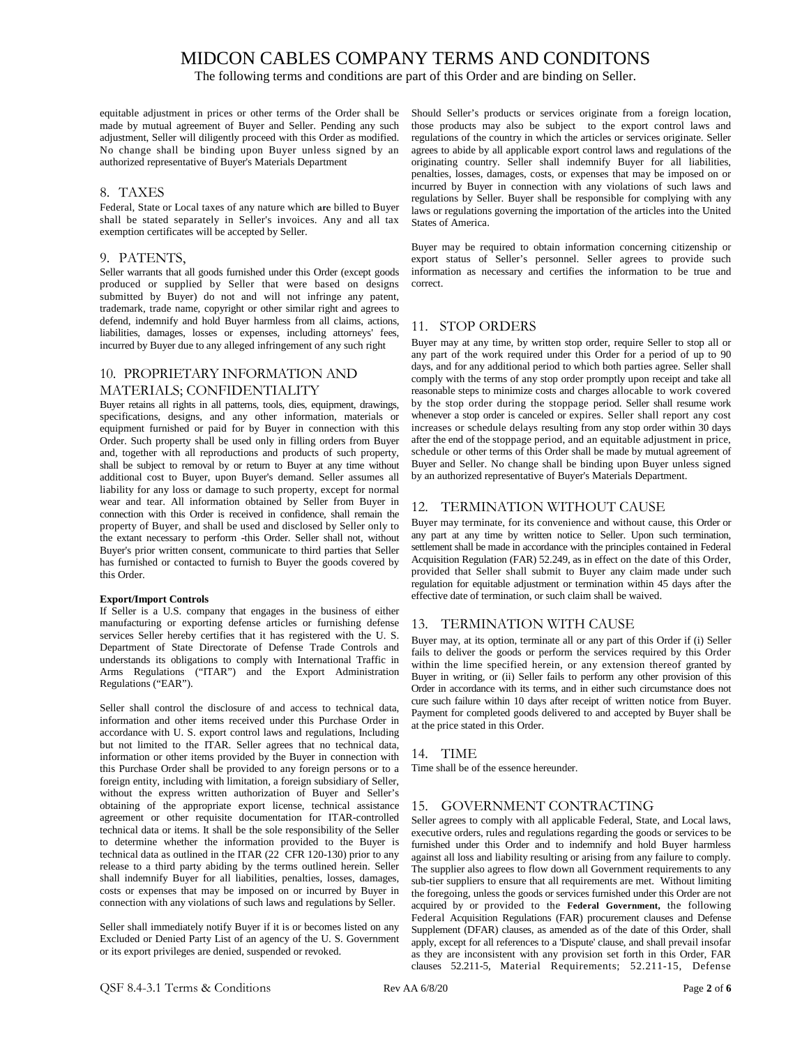# MIDCON CABLES COMPANY TERMS AND CONDITONS

The following terms and conditions are part of this Order and are binding on Seller.

equitable adjustment in prices or other terms of the Order shall be made by mutual agreement of Buyer and Seller. Pending any such adjustment, Seller will diligently proceed with this Order as modified. No change shall be binding upon Buyer unless signed by an authorized representative of Buyer's Materials Department

## 8. TAXES

Federal, State or Local taxes of any nature which are billed to Buyer shall be stated separately in Seller's invoices. Any and all tax exemption certificates will be accepted by Seller.

## 9. PATENTS,

Seller warrants that all goods furnished under this Order (except goods produced or supplied by Seller that were based on designs submitted by Buyer) do not and will not infringe any patent, trademark, trade name, copyright or other similar right and agrees to defend, indemnify and hold Buyer harmless from all claims, actions, liabilities, damages, losses or expenses, including attorneys' fees, incurred by Buyer due to any alleged infringement of any such right

## 10. PROPRIETARY INFORMATION AND MATERIALS; CONFIDENTIALITY

Buyer retains all rights in all patterns, tools, dies, equipment, drawings, specifications, designs, and any other information, materials or equipment furnished or paid for by Buyer in connection with this Order. Such property shall be used only in filling orders from Buyer and, together with all reproductions and products of such property, shall be subject to removal by or return to Buyer at any time without additional cost to Buyer, upon Buyer's demand. Seller assumes all liability for any loss or damage to such property, except for normal wear and tear. All information obtained by Seller from Buyer in connection with this Order is received in confidence, shall remain the property of Buyer, and shall be used and disclosed by Seller only to the extant necessary to perform -this Order. Seller shall not, without Buyer's prior written consent, communicate to third parties that Seller has furnished or contacted to furnish to Buyer the goods covered by this Order.

**Export/Import Controls**

If Seller is a U.S. company that engages in the business of either manufacturing or exporting defense articles or furnishing defense services Seller hereby certifies that it has registered with the U. S. Department of State Directorate of Defense Trade Controls and understands its obligations to comply with International Traffic in Arms Regulations ("ITAR") and the Export Administration Regulations ("EAR").

Seller shall control the disclosure of and access to technical data, information and other items received under this Purchase Order in accordance with U. S. export control laws and regulations, Including but not limited to the ITAR. Seller agrees that no technical data, information or other items provided by the Buyer in connection with this Purchase Order shall be provided to any foreign persons or to a foreign entity, including with limitation, a foreign subsidiary of Seller, without the express written authorization of Buyer and Seller's obtaining of the appropriate export license, technical assistance agreement or other requisite documentation for ITAR-controlled technical data or items. It shall be the sole responsibility of the Seller to determine whether the information provided to the Buyer is technical data as outlined in the ITAR (22 CFR 120-130) prior to any release to a third party abiding by the terms outlined herein. Seller shall indemnify Buyer for all liabilities, penalties, losses, damages, costs or expenses that may be imposed on or incurred by Buyer in connection with any violations of such laws and regulations by Seller.

Seller shall immediately notify Buyer if it is or becomes listed on any Excluded or Denied Party List of an agency of the U. S. Government or its export privileges are denied, suspended or revoked.

Should Seller's products or services originate from a foreign location, those products may also be subject to the export control laws and regulations of the country in which the articles or services originate. Seller agrees to abide by all applicable export control laws and regulations of the originating country. Seller shall indemnify Buyer for all liabilities, penalties, losses, damages, costs, or expenses that may be imposed on or incurred by Buyer in connection with any violations of such laws and regulations by Seller. Buyer shall be responsible for complying with any laws or regulations governing the importation of the articles into the United States of America.

Buyer may be required to obtain information concerning citizenship or export status of Seller's personnel. Seller agrees to provide such information as necessary and certifies the information to be true and correct.

## 11. STOP ORDERS

Buyer may at any time, by written stop order, require Seller to stop all or any part of the work required under this Order for a period of up to 90 days, and for any additional period to which both parties agree. Seller shall comply with the terms of any stop order promptly upon receipt and take all reasonable steps to minimize costs and charges allocable to work covered by the stop order during the stoppage period. Seller shall resume work whenever a stop order is canceled or expires. Seller shall report any cost increases or schedule delays resulting from any stop order within 30 days after the end of the stoppage period, and an equitable adjustment in price, schedule or other terms of this Order shall be made by mutual agreement of Buyer and Seller. No change shall be binding upon Buyer unless signed by an authorized representative of Buyer's Materials Department.

## 12. TERMINATION WITHOUT CAUSE

Buyer may terminate, for its convenience and without cause, this Order or any part at any time by written notice to Seller. Upon such termination, settlement shall be made in accordance with the principles contained in Federal Acquisition Regulation (FAR) 52.249, as in effect on the date of this Order, provided that Seller shall submit to Buyer any claim made under such regulation for equitable adjustment or termination within 45 days after the effective date of termination, or such claim shall be waived.

## 13. TERMINATION WITH CAUSE

Buyer may, at its option, terminate all or any part of this Order if (i) Seller fails to deliver the goods or perform the services required by this Order within the lime specified herein, or any extension thereof granted by Buyer in writing, or (ii) Seller fails to perform any other provision of this Order in accordance with its terms, and in either such circumstance does not cure such failure within 10 days after receipt of written notice from Buyer. Payment for completed goods delivered to and accepted by Buyer shall be at the price stated in this Order.

## 14. TIME

Time shall be of the essence hereunder.

## 15. GOVERNMENT CONTRACTING

Seller agrees to comply with all applicable Federal, State, and Local laws, executive orders, rules and regulations regarding the goods or services to be furnished under this Order and to indemnify and hold Buyer harmless against all loss and liability resulting or arising from any failure to comply. The supplier also agrees to flow down all Government requirements to any sub-tier suppliers to ensure that all requirements are met. Without limiting the foregoing, unless the goods or services furnished under this Order are not acquired by or provided to the **Federal Government,** the following Federal Acquisition Regulations (FAR) procurement clauses and Defense Supplement (DFAR) clauses, as amended as of the date of this Order, shall apply, except for all references to a 'Dispute' clause, and shall prevail insofar as they are inconsistent with any provision set forth in this Order, FAR clauses 52.211-5, Material Requirements; 52.211-15, Defense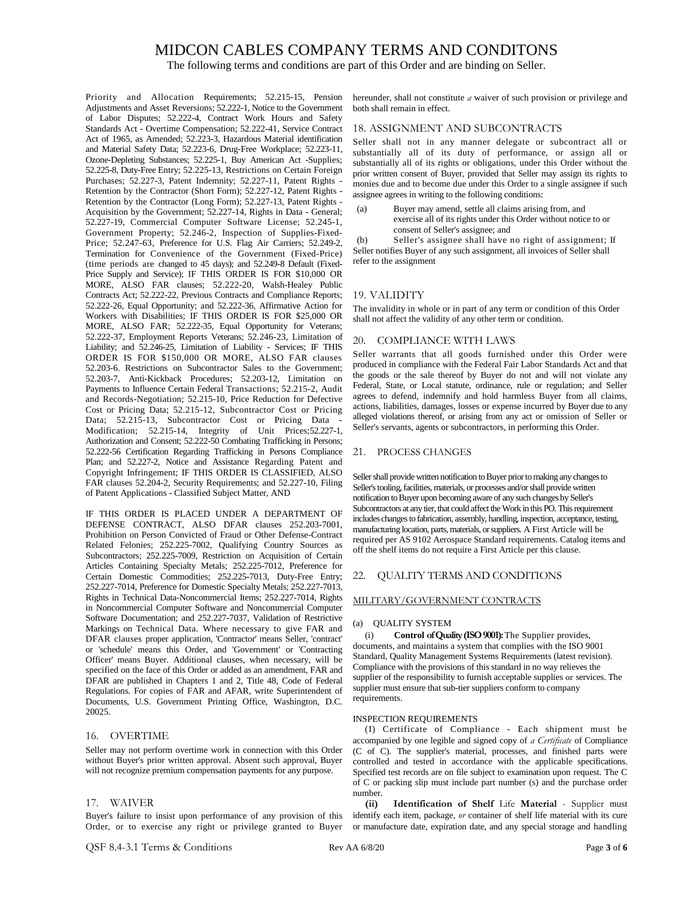# MIDCON CABLES COMPANY TERMS AND CONDITONS

The following terms and conditions are part of this Order and are binding on Seller.

Priority and Allocation Requirements; 52.215-15, Pension Adjustments and Asset Reversions; 52.222-1, Notice to the Government of Labor Disputes; 52.222-4, Contract Work Hours and Safety Standards Act - Overtime Compensation; 52.222-41, Service Contract Act of 1965, as Amended; 52.223-3, Hazardous Material identification and Material Safety Data; 52.223-6, Drug-Free Workplace; 52.223-11, Ozone-Depleting Substances; 52.225-1, Buy American Act -Supplies; 52.225-8, Duty-Free Entry; 52.225-13, Restrictions on Certain Foreign Purchases; 52.227-3, Patent Indemnity; 52.227-11, Patent Rights - Retention by the Contractor (Short Form); 52.227-12, Patent Rights - Retention by the Contractor (Long Form); 52.227-13, Patent Rights - Acquisition by the Government; 52.227-14, Rights in Data - General; 52.227-19, Commercial Computer Software License; 52.245-1, Government Property; 52.246-2, Inspection of Supplies-Fixed-Price; 52.247-63, Preference for U.S. Flag Air Carriers; 52.249-2, Termination for Convenience of the Government (Fixed-Price) (time periods are changed to 45 days); and 52.249-8 Default (Fixed-Price Supply and Service); IF THIS ORDER IS FOR $10,000 OR MORE, ALSO FAR clauses; 52.222-20, Walsh-Healey Public Contracts Act; 52.222-22, Previous Contracts and Compliance Reports; 52.222-26, Equal Opportunity; and 52.222-36, Affirmative Action for Workers with Disabilities; IF THIS ORDER IS FOR $25,000 OR MORE, ALSO FAR; 52.222-35, Equal Opportunity for Veterans; 52.222-37, Employment Reports Veterans; 52.246-23, Limitation of Liability; and 52.246-25, Limitation of Liability - Services; IF THIS ORDER IS FOR $150,000 OR MORE, ALSO FAR clauses 52.203-6. Restrictions on Subcontractor Sales to the Government; 52.203-7, Anti-Kickback Procedures; 52.203-12, Limitation on Payments to Influence Certain Federal Transactions; 52.215-2, Audit and Records-Negotiation; 52.215-10, Price Reduction for Defective Cost or Pricing Data; 52.215-12, Subcontractor Cost or Pricing Data; 52.215-13, Subcontractor Cost or Pricing Data - Modification; 52.215-14, Integrity of Unit Prices;52.227-1, Authorization and Consent; 52.222-50 Combating Trafficking in Persons; 52.222-56 Certification Regarding Trafficking in Persons Compliance Plan; and 52.227-2, Notice and Assistance Regarding Patent and Copyright Infringement; IF THIS ORDER IS CLASSIFIED, ALSO FAR clauses 52.204-2, Security Requirements; and 52.227-10, Filing of Patent Applications - Classified Subject Matter, AND

IF THIS ORDER IS PLACED UNDER A DEPARTMENT OF DEFENSE CONTRACT, ALSO DFAR clauses 252.203-7001, Prohibition on Person Convicted of Fraud or Other Defense-Contract Related Felonies; 252.225-7002, Qualifying Country Sources as Subcontractors; 252.225-7009, Restriction on Acquisition of Certain Articles Containing Specialty Metals; 252.225-7012, Preference for Certain Domestic Commodities; 252.225-7013, Duty-Free Entry; 252.227-7014, Preference for Domestic Specialty Metals; 252.227-7013, Rights in Technical Data-Noncommercial Items; 252.227-7014, Rights in Noncommercial Computer Software and Noncommercial Computer Software Documentation; and 252.227-7037, Validation of Restrictive Markings on Technical Data. Where necessary to give FAR and DFAR clauses proper application, 'Contractor' means Seller, 'contract' or 'schedule' means this Order, and 'Government' or 'Contracting Officer' means Buyer. Additional clauses, when necessary, will be specified on the face of this Order or added as an amendment, FAR and DFAR are published in Chapters 1 and 2, Title 48, Code of Federal Regulations. For copies of FAR and AFAR, write Superintendent of Documents, U.S. Government Printing Office, Washington, D.C. 20025.

## 16. OVERTIME

Seller may not perform overtime work in connection with this Order without Buyer's prior written approval. Absent such approval, Buyer will not recognize premium compensation payments for any purpose.

## 17. WAIVER

Buyer's failure to insist upon performance of any provision of this Order, or to exercise any right or privilege granted to Buyer hereunder, shall not constitute *a* waiver of such provision or privilege and both shall remain in effect.

## 18. ASSIGNMENT AND SUBCONTRACTS

Seller shall not in any manner delegate or subcontract all or substantially all of its duty of performance, or assign all or substantially all of its rights or obligations, under this Order without the prior written consent of Buyer, provided that Seller may assign its rights to monies due and to become due under this Order to a single assignee if such assignee agrees in writing to the following conditions:

(a) Buyer may amend, settle all claims arising from, and exercise all of its rights under this Order without notice to or consent of Seller's assignee; and

(b) Seller's assignee shall have no right of assignment; If Seller notifies Buyer of any such assignment, all invoices of Seller shall refer to the assignment

## 19. VALIDITY

The invalidity in whole or in part of any term or condition of this Order shall not affect the validity of any other term or condition.

## 20. COMPLIANCE WITH LAWS

Seller warrants that all goods furnished under this Order were produced in compliance with the Federal Fair Labor Standards Act and that the goods or the sale thereof by Buyer do not and will not violate any Federal, State, or Local statute, ordinance, rule or regulation; and Seller agrees to defend, indemnify and hold harmless Buyer from all claims, actions, liabilities, damages, losses or expense incurred by Buyer due to any alleged violations thereof, or arising from any act or omission of Seller or Seller's servants, agents or subcontractors, in performing this Order.

## 21. PROCESS CHANGES

Seller shall provide written notification to Buyer prior to making any changes to Seller's tooling, facilities, materials, or processes and/or shall provide written notification to Buyer upon becoming aware of any such changes by Seller's Subcontractors at any tier, that could affect the Work in this PO. This requirement includes changes to fabrication, assembly, handling, inspection, acceptance, testing, manufacturing location, parts, materials, or suppliers. A First Article will be required per AS 9102 Aerospace Standard requirements. Catalog items and off the shelf items do not require a First Article per this clause.

## 22. QUALITY TERMS AND CONDITIONS

MILITARY/GOVERNMENT CONTRACTS

(a) QUALITY SYSTEM

(i) **Control of Quality (ISO 9001):** The Supplier provides, documents, and maintains a system that complies with the ISO 9001 Standard, Quality Management Systems Requirements (latest revision). Compliance with the provisions of this standard in no way relieves the supplier of the responsibility to furnish acceptable supplies or services. The supplier must ensure that sub-tier suppliers conform to company requirements.

INSPECTION REQUIREMENTS

(I) Certificate of Compliance - Each shipment must be accompanied by one legible and signed copy of *a Certificate* of Compliance (C of C). The supplier's material, processes, and finished parts were controlled and tested in accordance with the applicable specifications. Specified test records are on file subject to examination upon request. The C of C or packing slip must include part number (s) and the purchase order number.

**(ii) Identification of Shelf** Life **Material** - Supplier must identify each item, package, *or* container of shelf life material with its cure or manufacture date, expiration date, and any special storage and handling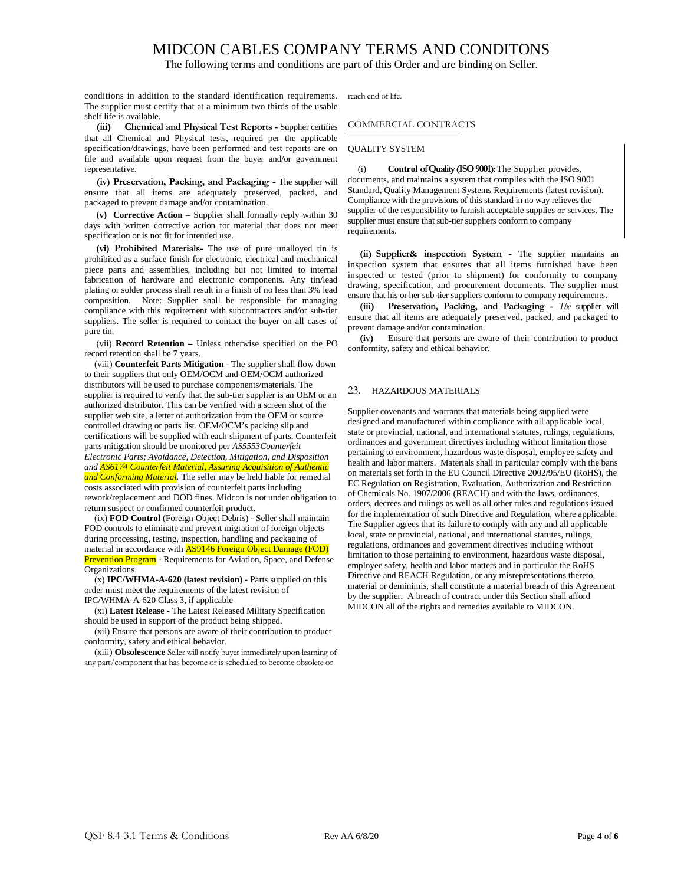# MIDCON CABLES COMPANY TERMS AND CONDITONS

The following terms and conditions are part of this Order and are binding on Seller.

conditions in addition to the standard identification requirements. The supplier must certify that at a minimum two thirds of the usable shelf life is available.

**(iii) Chemical and Physical Test Reports -** Supplier certifies that all Chemical and Physical tests, required per the applicable specification/drawings, have been performed and test reports are on file and available upon request from the buyer and/or government representative.

**(iv) Preservation, Packing, and Packaging -** The supplier will ensure that all items are adequately preserved, packed, and packaged to prevent damage and/or contamination.

**(v) Corrective Action** – Supplier shall formally reply within 30 days with written corrective action for material that does not meet specification or is not fit for intended use.

**(vi) Prohibited Materials-** The use of pure unalloyed tin is prohibited as a surface finish for electronic, electrical and mechanical piece parts and assemblies, including but not limited to internal fabrication of hardware and electronic components. Any tin/lead plating or solder process shall result in a finish of no less than 3% lead composition. Note: Supplier shall be responsible for managing compliance with this requirement with subcontractors and/or sub-tier suppliers. The seller is required to contact the buyer on all cases of pure tin.

(vii) **Record Retention –** Unless otherwise specified on the PO record retention shall be 7 years.

(viii) **Counterfeit Parts Mitigation** - The supplier shall flow down to their suppliers that only OEM/OCM and OEM/OCM authorized distributors will be used to purchase components/materials. The supplier is required to verify that the sub-tier supplier is an OEM or an authorized distributor. This can be verified with a screen shot of the supplier web site, a letter of authorization from the OEM or source controlled drawing or parts list. OEM/OCM's packing slip and certifications will be supplied with each shipment of parts. Counterfeit parts mitigation should be monitored per *AS5553Counterfeit Electronic Parts; Avoidance, Detection, Mitigation, and Disposition and AS6174 Counterfeit Material, Assuring Acquisition of Authentic and Conforming Material.* The seller may be held liable for remedial costs associated with provision of counterfeit parts including rework/replacement and DOD fines. Midcon is not under obligation to return suspect or confirmed counterfeit product.

(ix) **FOD Control** (Foreign Object Debris) - Seller shall maintain FOD controls to eliminate and prevent migration of foreign objects during processing, testing, inspection, handling and packaging of material in accordance with AS9146 Foreign Object Damage (FOD) Prevention Program - Requirements for Aviation, Space, and Defense Organizations.

(x) **IPC/WHMA-A-620 (latest revision) -** Parts supplied on this order must meet the requirements of the latest revision of IPC/WHMA-A-620 Class 3, if applicable

(xi) **Latest Release -** The Latest Released Military Specification should be used in support of the product being shipped.

(xii) Ensure that persons are aware of their contribution to product conformity, safety and ethical behavior.

(xiii) **Obsolescence** Seller will notify buyer immediately upon learning of any part/component that has become or is scheduled to become obsolete or reach end of life.

## COMMERCIAL CONTRACTS

### QUALITY SYSTEM

(i) **Control of Quality (ISO 9001):** The Supplier provides, documents, and maintains a system that complies with the ISO 9001 Standard, Quality Management Systems Requirements (latest revision). Compliance with the provisions of this standard in no way relieves the supplier of the responsibility to furnish acceptable supplies or services. The supplier must ensure that sub-tier suppliers conform to company requirements.

**(ii) Supplier& inspection System -** The supplier maintains an inspection system that ensures that all items furnished have been inspected or tested (prior to shipment) for conformity to company drawing, specification, and procurement documents. The supplier must ensure that his or her sub-tier suppliers conform to company requirements.

**(iii) Preservation, Packing, and Packaging -** The supplier will ensure that all items are adequately preserved, packed, and packaged to prevent damage and/or contamination.

**(iv)** Ensure that persons are aware of their contribution to product conformity, safety and ethical behavior.

## 23. HAZARDOUS MATERIALS

Supplier covenants and warrants that materials being supplied were designed and manufactured within compliance with all applicable local, state or provincial, national, and international statutes, rulings, regulations, ordinances and government directives including without limitation those pertaining to environment, hazardous waste disposal, employee safety and health and labor matters. Materials shall in particular comply with the bans on materials set forth in the EU Council Directive 2002/95/EU (RoHS), the EC Regulation on Registration, Evaluation, Authorization and Restriction of Chemicals No. 1907/2006 (REACH) and with the laws, ordinances, orders, decrees and rulings as well as all other rules and regulations issued for the implementation of such Directive and Regulation, where applicable. The Supplier agrees that its failure to comply with any and all applicable local, state or provincial, national, and international statutes, rulings, regulations, ordinances and government directives including without limitation to those pertaining to environment, hazardous waste disposal, employee safety, health and labor matters and in particular the RoHS Directive and REACH Regulation, or any misrepresentations thereto, material or deminimis, shall constitute a material breach of this Agreement by the supplier. A breach of contract under this Section shall afford MIDCON all of the rights and remedies available to MIDCON.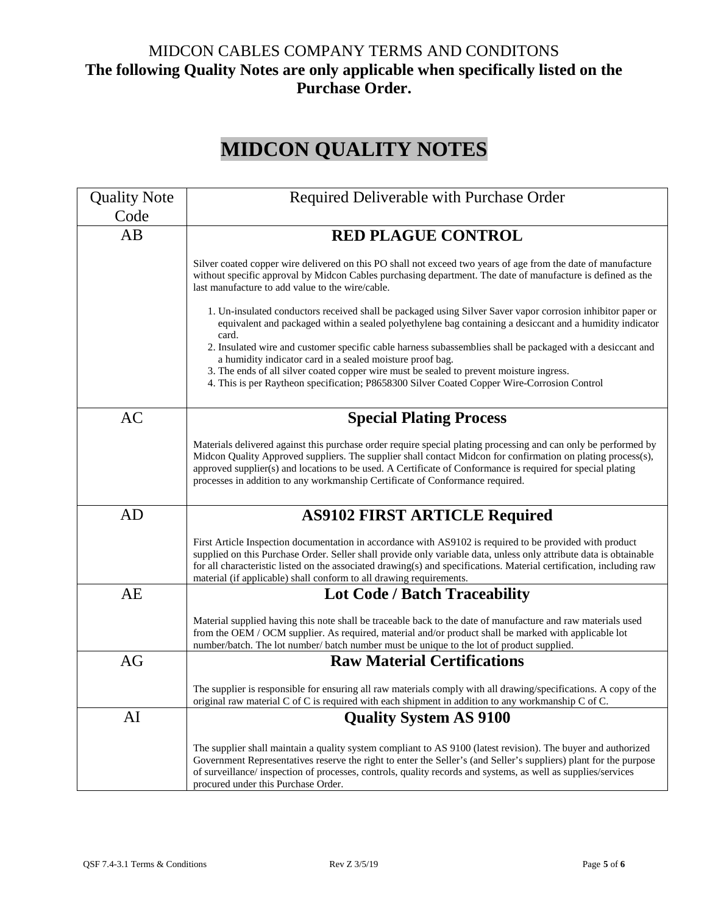MIDCON CABLES COMPANY TERMS AND CONDITONS

**The following Quality Notes are only applicable when specifically listed on the Purchase Order.**

# MIDCON QUALITY NOTES

| Quality Note Code | Required Deliverable with Purchase Order |
|---|---|
| AB | **RED PLAGUE CONTROL**<br><br>Silver coated copper wire delivered on this PO shall not exceed two years of age from the date of manufacture without specific approval by Midcon Cables purchasing department. The date of manufacture is defined as the last manufacture to add value to the wire/cable.<br><br>1. Un-insulated conductors received shall be packaged using Silver Saver vapor corrosion inhibitor paper or equivalent and packaged within a sealed polyethylene bag containing a desiccant and a humidity indicator card.<br>2. Insulated wire and customer specific cable harness subassemblies shall be packaged with a desiccant and a humidity indicator card in a sealed moisture proof bag.<br>3. The ends of all silver coated copper wire must be sealed to prevent moisture ingress.<br>4. This is per Raytheon specification; P8658300 Silver Coated Copper Wire-Corrosion Control |
| AC | **Special Plating Process**<br><br>Materials delivered against this purchase order require special plating processing and can only be performed by Midcon Quality Approved suppliers. The supplier shall contact Midcon for confirmation on plating process(s), approved supplier(s) and locations to be used. A Certificate of Conformance is required for special plating processes in addition to any workmanship Certificate of Conformance required. |
| AD | **AS9102 FIRST ARTICLE Required**<br><br>First Article Inspection documentation in accordance with AS9102 is required to be provided with product supplied on this Purchase Order. Seller shall provide only variable data, unless only attribute data is obtainable for all characteristic listed on the associated drawing(s) and specifications. Material certification, including raw material (if applicable) shall conform to all drawing requirements. |
| AE | **Lot Code / Batch Traceability**<br><br>Material supplied having this note shall be traceable back to the date of manufacture and raw materials used from the OEM / OCM supplier. As required, material and/or product shall be marked with applicable lot number/batch. The lot number/ batch number must be unique to the lot of product supplied. |
| AG | **Raw Material Certifications**<br><br>The supplier is responsible for ensuring all raw materials comply with all drawing/specifications. A copy of the original raw material C of C is required with each shipment in addition to any workmanship C of C. |
| AI | **Quality System AS 9100**<br><br>The supplier shall maintain a quality system compliant to AS 9100 (latest revision). The buyer and authorized Government Representatives reserve the right to enter the Seller's (and Seller's suppliers) plant for the purpose of surveillance/ inspection of processes, controls, quality records and systems, as well as supplies/services procured under this Purchase Order. |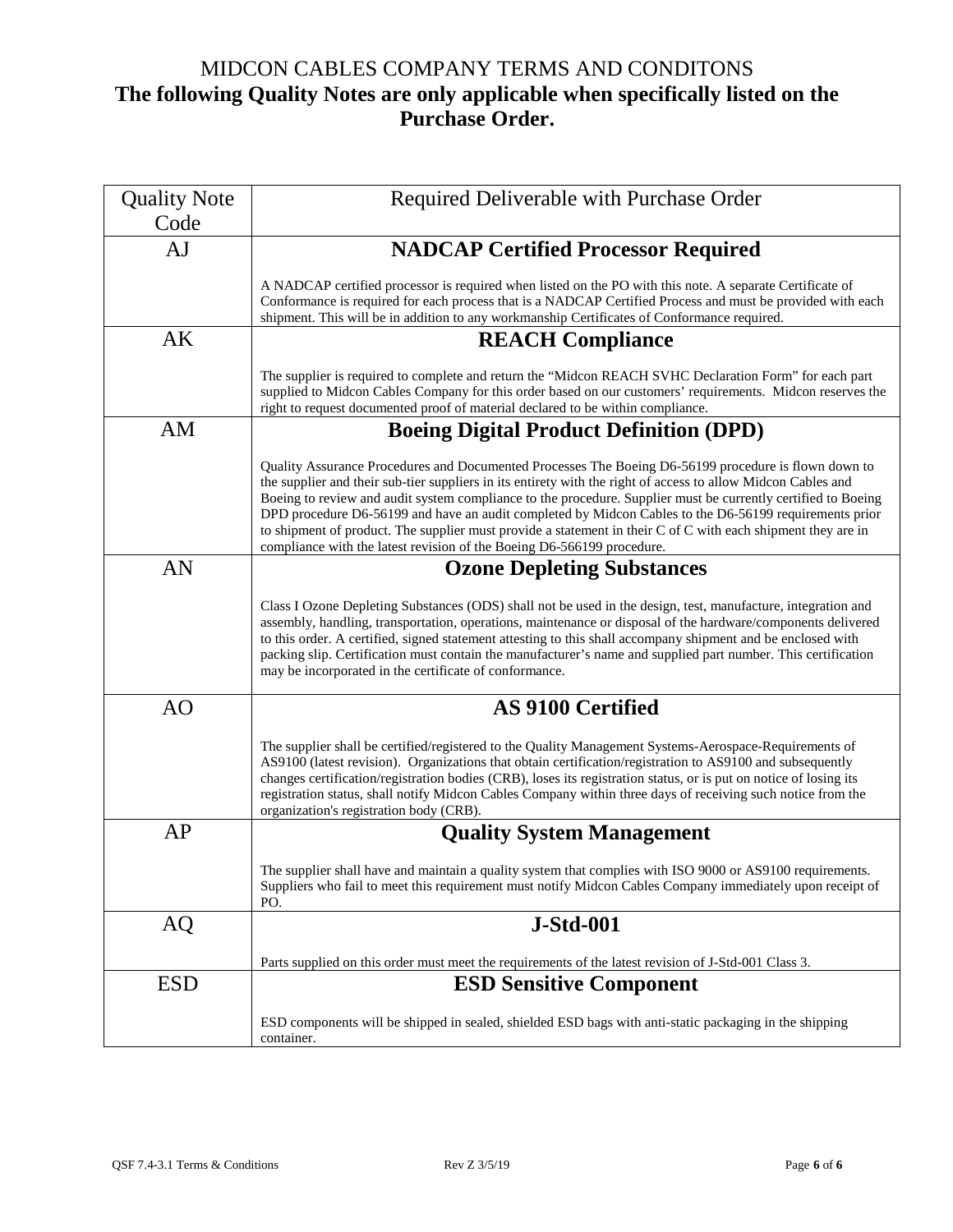# MIDCON CABLES COMPANY TERMS AND CONDITONS

## The following Quality Notes are only applicable when specifically listed on the Purchase Order.

| Quality Note Code | Required Deliverable with Purchase Order |
|---|---|
| AJ | **NADCAP Certified Processor Required**<br><br>A NADCAP certified processor is required when listed on the PO with this note. A separate Certificate of Conformance is required for each process that is a NADCAP Certified Process and must be provided with each shipment. This will be in addition to any workmanship Certificates of Conformance required. |
| AK | **REACH Compliance**<br><br>The supplier is required to complete and return the "Midcon REACH SVHC Declaration Form" for each part supplied to Midcon Cables Company for this order based on our customers' requirements. Midcon reserves the right to request documented proof of material declared to be within compliance. |
| AM | **Boeing Digital Product Definition (DPD)**<br><br>Quality Assurance Procedures and Documented Processes The Boeing D6-56199 procedure is flown down to the supplier and their sub-tier suppliers in its entirety with the right of access to allow Midcon Cables and Boeing to review and audit system compliance to the procedure. Supplier must be currently certified to Boeing DPD procedure D6-56199 and have an audit completed by Midcon Cables to the D6-56199 requirements prior to shipment of product. The supplier must provide a statement in their C of C with each shipment they are in compliance with the latest revision of the Boeing D6-566199 procedure. |
| AN | **Ozone Depleting Substances**<br><br>Class I Ozone Depleting Substances (ODS) shall not be used in the design, test, manufacture, integration and assembly, handling, transportation, operations, maintenance or disposal of the hardware/components delivered to this order. A certified, signed statement attesting to this shall accompany shipment and be enclosed with packing slip. Certification must contain the manufacturer's name and supplied part number. This certification may be incorporated in the certificate of conformance. |
| AO | **AS 9100 Certified**<br><br>The supplier shall be certified/registered to the Quality Management Systems-Aerospace-Requirements of AS9100 (latest revision). Organizations that obtain certification/registration to AS9100 and subsequently changes certification/registration bodies (CRB), loses its registration status, or is put on notice of losing its registration status, shall notify Midcon Cables Company within three days of receiving such notice from the organization's registration body (CRB). |
| AP | **Quality System Management**<br><br>The supplier shall have and maintain a quality system that complies with ISO 9000 or AS9100 requirements. Suppliers who fail to meet this requirement must notify Midcon Cables Company immediately upon receipt of PO. |
| AQ | **J-Std-001**<br><br>Parts supplied on this order must meet the requirements of the latest revision of J-Std-001 Class 3. |
| ESD | **ESD Sensitive Component**<br><br>ESD components will be shipped in sealed, shielded ESD bags with anti-static packaging in the shipping container. |